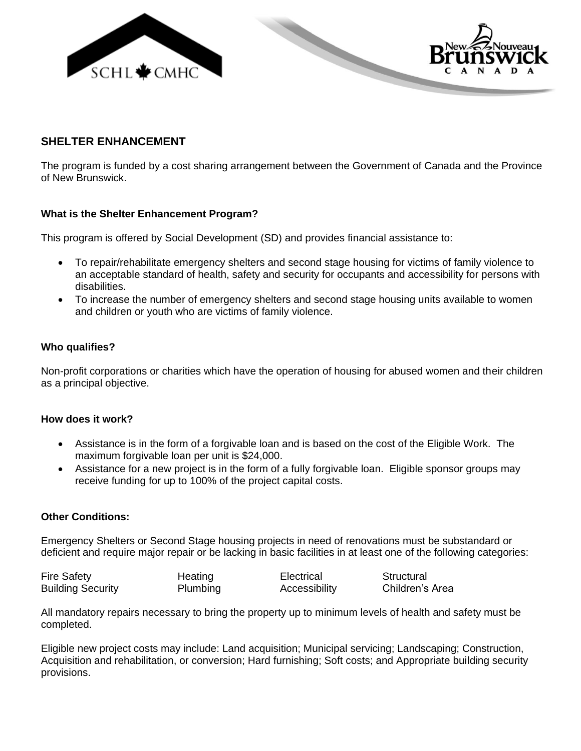SCHL CMHC

New Nouveau Brunswick CANADA

## SHELTER ENHANCEMENT

The program is funded by a cost sharing arrangement between the Government of Canada and the Province of New Brunswick.

### What is the Shelter Enhancement Program?

This program is offered by Social Development (SD) and provides financial assistance to:

- To repair/rehabilitate emergency shelters and second stage housing for victims of family violence to an acceptable standard of health, safety and security for occupants and accessibility for persons with disabilities.
- To increase the number of emergency shelters and second stage housing units available to women and children or youth who are victims of family violence.

### Who qualifies?

Non-profit corporations or charities which have the operation of housing for abused women and their children as a principal objective.

### How does it work?

- Assistance is in the form of a forgivable loan and is based on the cost of the Eligible Work. The maximum forgivable loan per unit is $24,000.
- Assistance for a new project is in the form of a fully forgivable loan. Eligible sponsor groups may receive funding for up to 100% of the project capital costs.

### Other Conditions:

Emergency Shelters or Second Stage housing projects in need of renovations must be substandard or deficient and require major repair or be lacking in basic facilities in at least one of the following categories:

| | | | |
|---|---|---|---|
| Fire Safety | Heating | Electrical | Structural |
| Building Security | Plumbing | Accessibility | Children's Area |

All mandatory repairs necessary to bring the property up to minimum levels of health and safety must be completed.

Eligible new project costs may include: Land acquisition; Municipal servicing; Landscaping; Construction, Acquisition and rehabilitation, or conversion; Hard furnishing; Soft costs; and Appropriate building security provisions.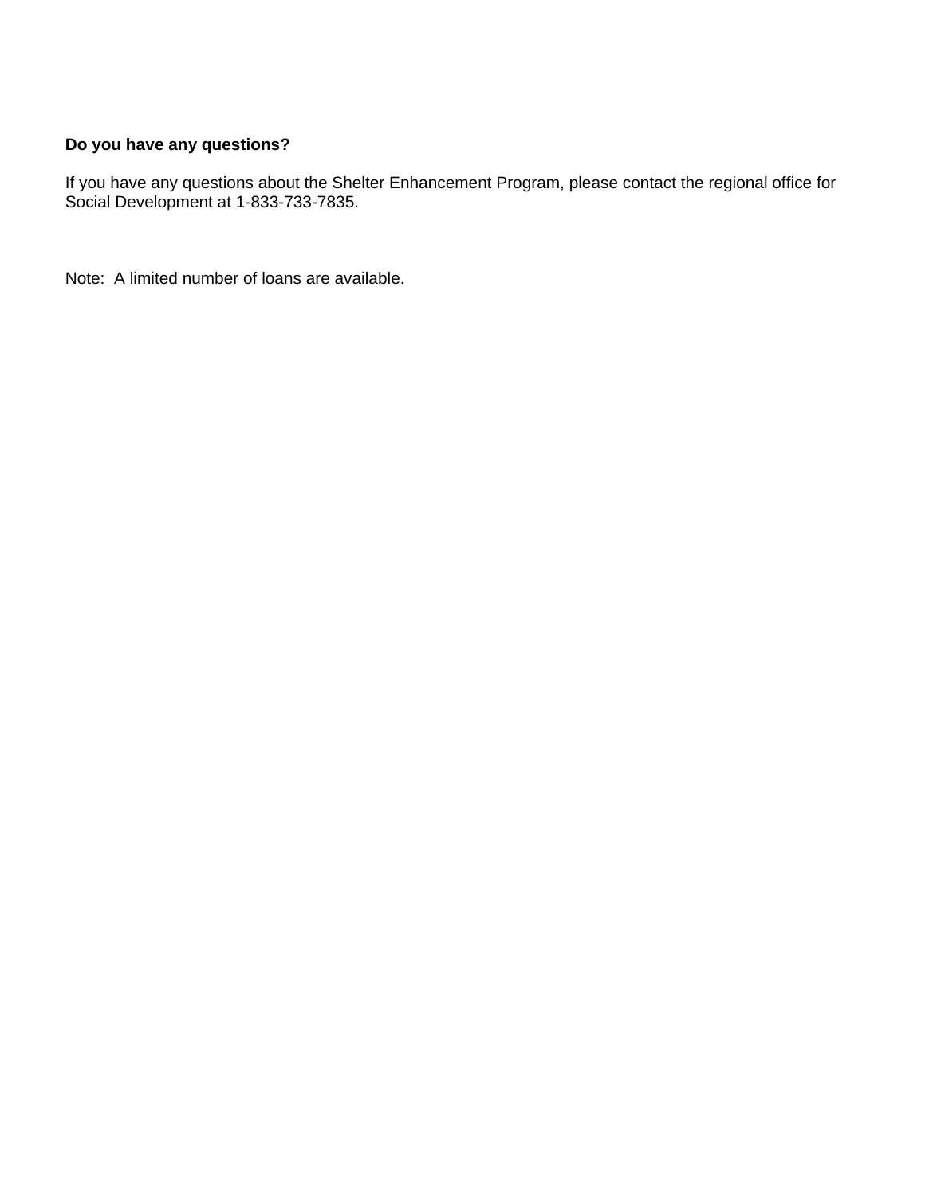**Do you have any questions?**

If you have any questions about the Shelter Enhancement Program, please contact the regional office for Social Development at 1-833-733-7835.

Note: A limited number of loans are available.